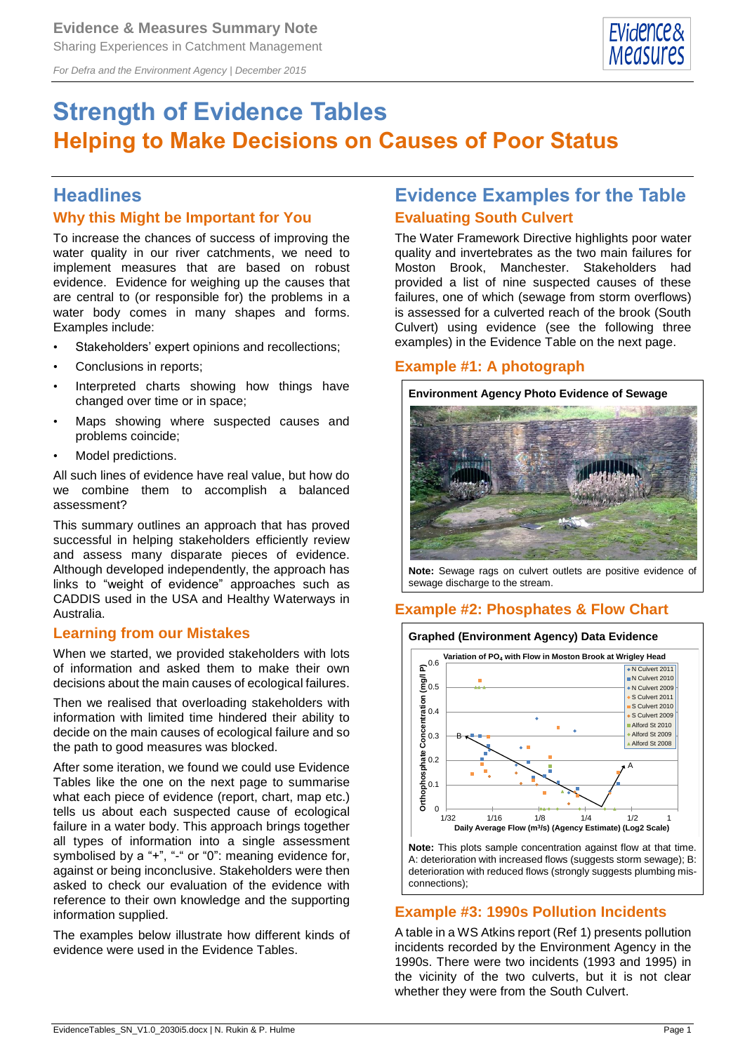# Strength of Evidence Tables

## Helping to Make Decisions on Causes of Poor Status

Evidence & Measures Summary Note
Sharing Experiences in Catchment Management

*For Defra and the Environment Agency | December 2015*

## Headlines

### Why this Might be Important for You

To increase the chances of success of improving the water quality in our river catchments, we need to implement measures that are based on robust evidence. Evidence for weighing up the causes that are central to (or responsible for) the problems in a water body comes in many shapes and forms. Examples include:

- Stakeholders' expert opinions and recollections;
- Conclusions in reports;
- Interpreted charts showing how things have changed over time or in space;
- Maps showing where suspected causes and problems coincide;
- Model predictions.

All such lines of evidence have real value, but how do we combine them to accomplish a balanced assessment?

This summary outlines an approach that has proved successful in helping stakeholders efficiently review and assess many disparate pieces of evidence. Although developed independently, the approach has links to "weight of evidence" approaches such as CADDIS used in the USA and Healthy Waterways in Australia.

### Learning from our Mistakes

When we started, we provided stakeholders with lots of information and asked them to make their own decisions about the main causes of ecological failures.

Then we realised that overloading stakeholders with information with limited time hindered their ability to decide on the main causes of ecological failure and so the path to good measures was blocked.

After some iteration, we found we could use Evidence Tables like the one on the next page to summarise what each piece of evidence (report, chart, map etc.) tells us about each suspected cause of ecological failure in a water body. This approach brings together all types of information into a single assessment symbolised by a "+", "-" or "0": meaning evidence for, against or being inconclusive. Stakeholders were then asked to check our evaluation of the evidence with reference to their own knowledge and the supporting information supplied.

The examples below illustrate how different kinds of evidence were used in the Evidence Tables.

## Evidence Examples for the Table

### Evaluating South Culvert

The Water Framework Directive highlights poor water quality and invertebrates as the two main failures for Moston Brook, Manchester. Stakeholders had provided a list of nine suspected causes of these failures, one of which (sewage from storm overflows) is assessed for a culverted reach of the brook (South Culvert) using evidence (see the following three examples) in the Evidence Table on the next page.

### Example #1: A photograph

**Environment Agency Photo Evidence of Sewage**

**Note:** Sewage rags on culvert outlets are positive evidence of sewage discharge to the stream.

### Example #2: Phosphates & Flow Chart

**Graphed (Environment Agency) Data Evidence**

Variation of $PO_4$ with Flow in Moston Brook at Wrigley Head

Orthophosphate Concentration (mg/l P) vs. Daily Average Flow ($m^3/s$) (Agency Estimate) (Log2 Scale)

Legend: N Culvert 2011, N Culvert 2010, N Culvert 2009, S Culvert 2011, S Culvert 2010, S Culvert 2009, Alford St 2010, Alford St 2009, Alford St 2008

**Note:** This plots sample concentration against flow at that time. A: deterioration with increased flows (suggests storm sewage); B: deterioration with reduced flows (strongly suggests plumbing mis-connections);

### Example #3: 1990s Pollution Incidents

A table in a WS Atkins report (Ref 1) presents pollution incidents recorded by the Environment Agency in the 1990s. There were two incidents (1993 and 1995) in the vicinity of the two culverts, but it is not clear whether they were from the South Culvert.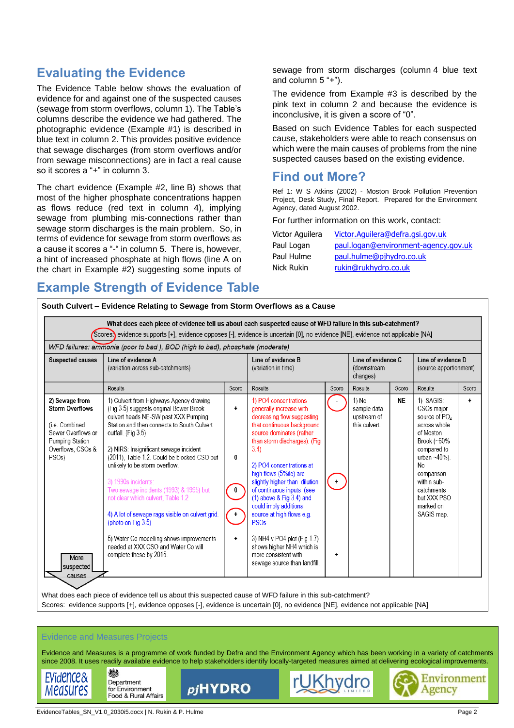## Evaluating the Evidence

The Evidence Table below shows the evaluation of evidence for and against one of the suspected causes (sewage from storm overflows, column 1). The Table's columns describe the evidence we had gathered. The photographic evidence (Example #1) is described in blue text in column 2. This provides positive evidence that sewage discharges (from storm overflows and/or from sewage misconnections) are in fact a real cause so it scores a "+" in column 3.

The chart evidence (Example #2, line B) shows that most of the higher phosphate concentrations happen as flows reduce (red text in column 4), implying sewage from plumbing mis-connections rather than sewage storm discharges is the main problem. So, in terms of evidence for sewage from storm overflows as a cause it scores a "-" in column 5. There is, however, a hint of increased phosphate at high flows (line A on the chart in Example #2) suggesting some inputs of sewage from storm discharges (column 4 blue text and column 5 "+").

The evidence from Example #3 is described by the pink text in column 2 and because the evidence is inconclusive, it is given a score of "0".

Based on such Evidence Tables for each suspected cause, stakeholders were able to reach consensus on which were the main causes of problems from the nine suspected causes based on the existing evidence.

## Find out More?

Ref 1: W S Atkins (2002) - Moston Brook Pollution Prevention Project, Desk Study, Final Report. Prepared for the Environment Agency, dated August 2002.

For further information on this work, contact:

| | |
|---|---|
| Victor Aguilera | Victor.Aguilera@defra.gsi.gov.uk |
| Paul Logan | paul.logan@environment-agency.gov.uk |
| Paul Hulme | paul.hulme@pjhydro.co.uk |
| Nick Rukin | rukin@rukhydro.co.uk |

## Example Strength of Evidence Table

**South Culvert – Evidence Relating to Sewage from Storm Overflows as a Cause**

**What does each piece of evidence tell us about each suspected cause of WFD failure in this sub-catchment?**

Scores: evidence supports [+], evidence opposes [-], evidence is uncertain [0], no evidence [NE], evidence not applicable [NA]

*WFD failures: ammonia (poor to bad ), BOD (high to bad), phosphate (moderate)*

| Suspected causes | Line of evidence A (variation across sub-catchments) | | Line of evidence B (variation in time) | | Line of evidence C (downstream changes) | | Line of evidence D (source apportionment) | |
|---|---|---|---|---|---|---|---|---|
| | Results | Score | Results | Score | Results | Score | Results | Score |
| **2) Sewage from Storm Overflows** (i.e. Combined Sewer Overflows or Pumping Station Overflows, CSOs & PSOs) | 1) Culvert from Highways Agency drawing (Fig 3.5) suggests original Bower Brook culvert heads NE-SW past XXX Pumping Station and then connects to South Culvert outfall (Fig 3.5) | + | 1) PO4 concentrations generally increase with decreasing flow suggesting that continuous background source dominates (rather than storm discharges). (Fig 3.4) | - | 1) No sample data upstream of this culvert. | NE | 1) SAGIS: CSOs major source of $PO_4$ across whole of Moston Brook (~60% compared to urban ~40%). No comparison within sub-catchments but XXX PSO marked on SAGIS map. | + |
| | 2) NIRS: Insignificant sewage incident (2011), Table 1.2. Could be blocked CSO but unlikely to be storm overflow. | 0 | 2) PO4 concentrations at high flows (5%ile) are slightly higher than dilution of continuous inputs (see (1) above & Fig 3.4) and could imply additional source at high flows e.g. PSOs | + | | | | |
| | 3) 1990s incidents: Two sewage incidents (1993) & 1995) but not clear which culvert, Table 1.2 | 0 | | | | | | |
| | 4) A lot of sewage rags visible on culvert grid (photo on Fig 3.5) | + | | | | | | |
| More suspected causes | 5) Water Co modelling shows improvements needed at XXX CSO and Water Co will complete these by 2015. | + | 3) NH4 v PO4 plot (Fig 1.7) shows higher NH4 which is more consistent with sewage source than landfill. | + | | | | |

What does each piece of evidence tell us about this suspected cause of WFD failure in this sub-catchment?
Scores: evidence supports [+], evidence opposes [-], evidence is uncertain [0], no evidence [NE], evidence not applicable [NA]

### Evidence and Measures Projects

Evidence and Measures is a programme of work funded by Defra and the Environment Agency which has been working in a variety of catchments since 2008. It uses readily available evidence to help stakeholders identify locally-targeted measures aimed at delivering ecological improvements.

Evidence & Measures | Department for Environment Food & Rural Affairs | pjHYDRO | rUKhydro LIMITED | Environment Agency

EvidenceTables_SN_V1.0_2030i5.docx | N. Rukin & P. Hulme